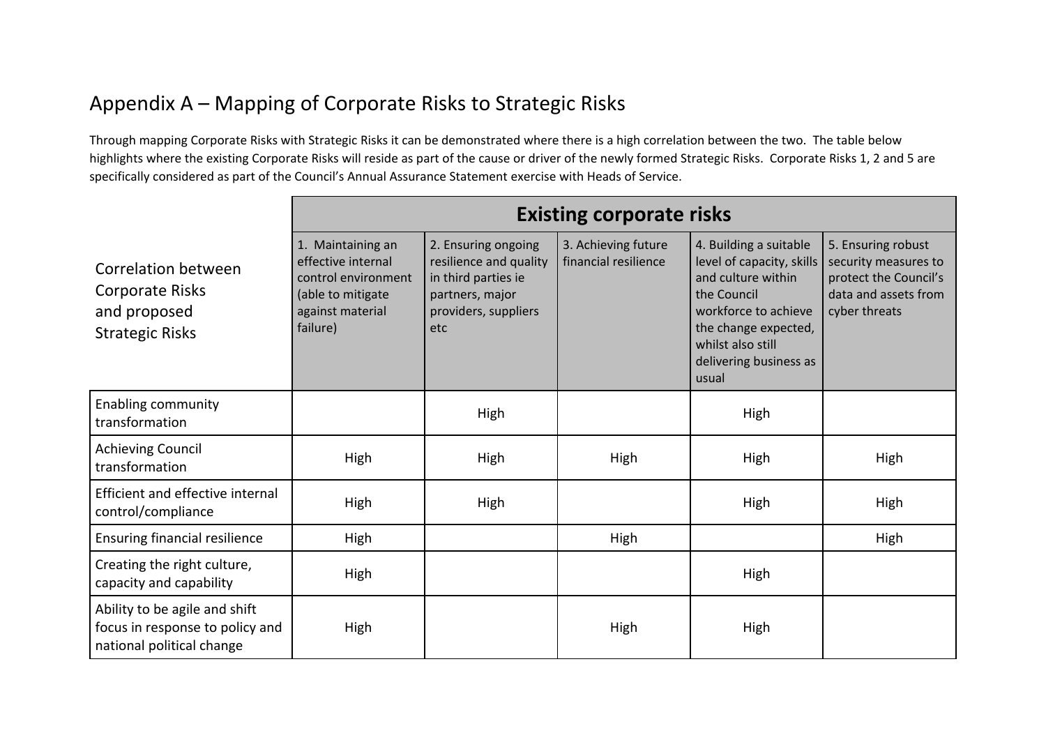# Appendix A – Mapping of Corporate Risks to Strategic Risks

Through mapping Corporate Risks with Strategic Risks it can be demonstrated where there is a high correlation between the two. The table below highlights where the existing Corporate Risks will reside as part of the cause or driver of the newly formed Strategic Risks. Corporate Risks 1, 2 and 5 are specifically considered as part of the Council's Annual Assurance Statement exercise with Heads of Service.

| Correlation between Corporate Risks and proposed Strategic Risks | Existing corporate risks | | | | |
|---|---|---|---|---|---|
| | 1. Maintaining an effective internal control environment (able to mitigate against material failure) | 2. Ensuring ongoing resilience and quality in third parties ie partners, major providers, suppliers etc | 3. Achieving future financial resilience | 4. Building a suitable level of capacity, skills and culture within the Council workforce to achieve the change expected, whilst also still delivering business as usual | 5. Ensuring robust security measures to protect the Council's data and assets from cyber threats |
| Enabling community transformation | | High | | High | |
| Achieving Council transformation | High | High | High | High | High |
| Efficient and effective internal control/compliance | High | High | | High | High |
| Ensuring financial resilience | High | | High | | High |
| Creating the right culture, capacity and capability | High | | | High | |
| Ability to be agile and shift focus in response to policy and national political change | High | | High | High | |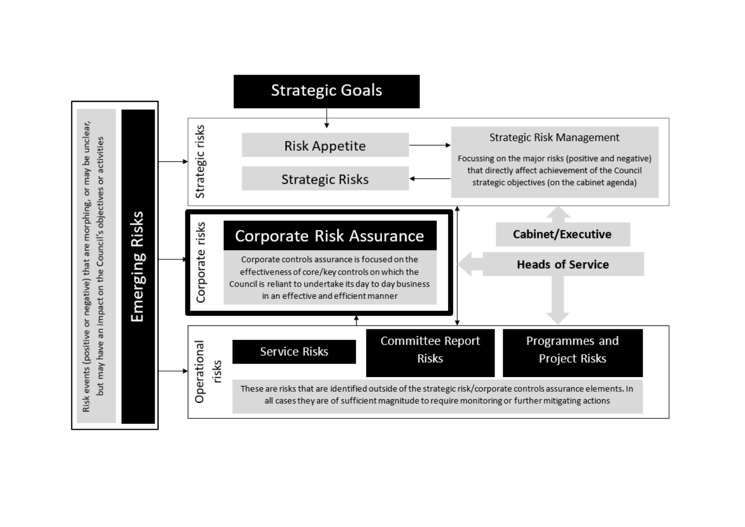Strategic Goals

Strategic risks

Risk Appetite

Strategic Risks

Strategic Risk Management

Focussing on the major risks (positive and negative) that directly affect achievement of the Council strategic objectives (on the cabinet agenda)

Emerging Risks

Risk events (positive or negative) that are morphing, or may be unclear, but may have an impact on the Council's objectives or activities

Corporate risks

Corporate Risk Assurance

Corporate controls assurance is focused on the effectiveness of core/key controls on which the Council is reliant to undertake its day to day business in an effective and efficient manner

Cabinet/Executive

Heads of Service

Operational risks

Service Risks

Committee Report Risks

Programmes and Project Risks

These are risks that are identified outside of the strategic risk/corporate controls assurance elements. In all cases they are of sufficient magnitude to require monitoring or further mitigating actions